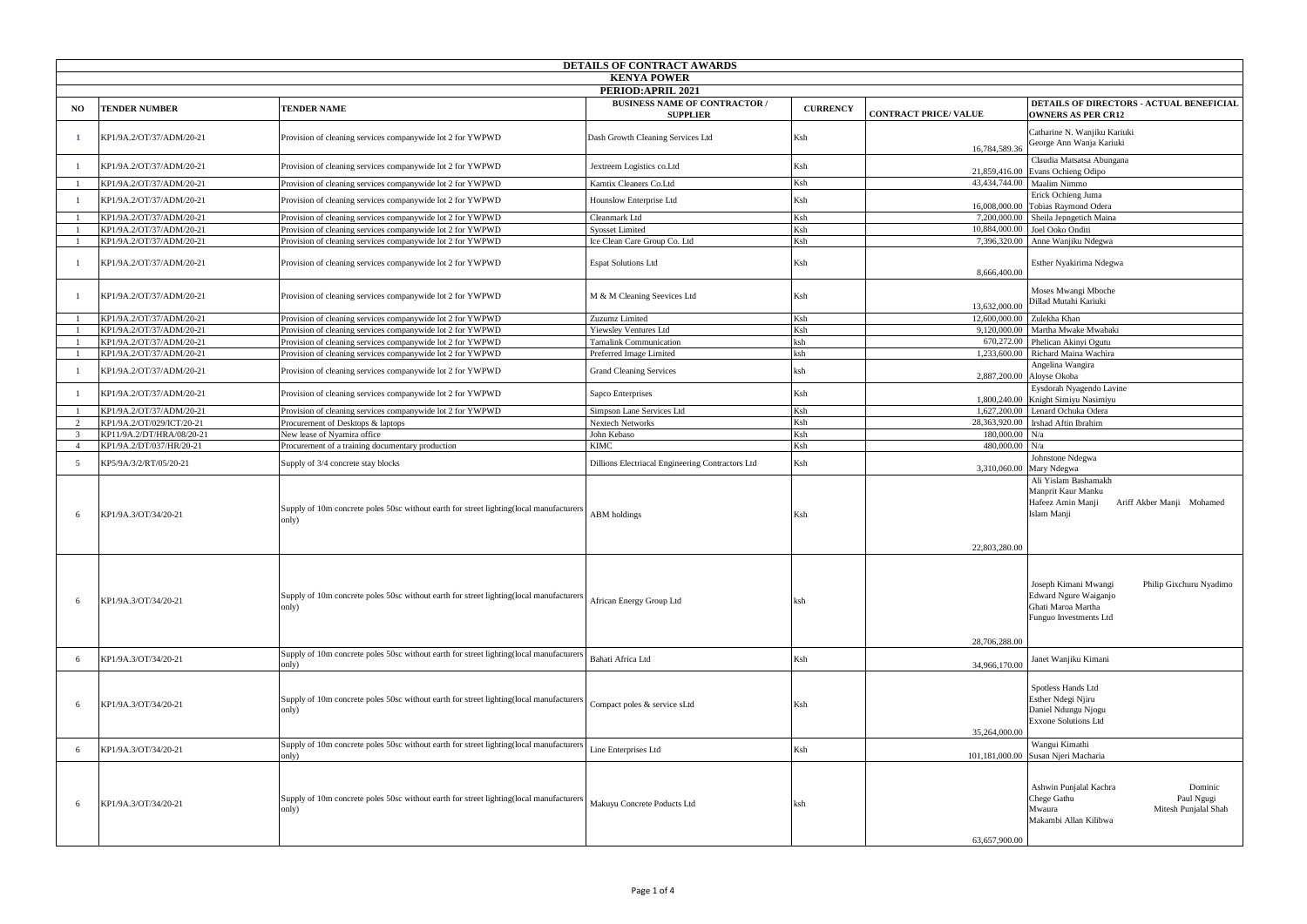# DETAILS OF CONTRACT AWARDS

## KENYA POWER

### PERIOD:APRIL 2021

| NO | TENDER NUMBER | TENDER NAME | BUSINESS NAME OF CONTRACTOR / SUPPLIER | CURRENCY | CONTRACT PRICE/ VALUE | DETAILS OF DIRECTORS - ACTUAL BENEFICIAL OWNERS AS PER CR12 |
|---|---|---|---|---|---|---|
| 1 | KP1/9A.2/OT/37/ADM/20-21 | Provision of cleaning services companywide lot 2 for YWPWD | Dash Growth Cleaning Services Ltd | Ksh | 16,784,589.36 | Catharine N. Wanjiku Kariuki<br>George Ann Wanja Kariuki |
| 1 | KP1/9A.2/OT/37/ADM/20-21 | Provision of cleaning services companywide lot 2 for YWPWD | Jextreem Logistics co.Ltd | Ksh | 21,859,416.00 | Claudia Matsatsa Abungana<br>Evans Ochieng Odipo |
| 1 | KP1/9A.2/OT/37/ADM/20-21 | Provision of cleaning services companywide lot 2 for YWPWD | Kamtix Cleaners Co.Ltd | Ksh | 43,434,744.00 | Maalim Nimmo |
| 1 | KP1/9A.2/OT/37/ADM/20-21 | Provision of cleaning services companywide lot 2 for YWPWD | Hounslow Enterprise Ltd | Ksh | 16,008,000.00 | Erick Ochieng Juma<br>Tobias Raymond Odera |
| 1 | KP1/9A.2/OT/37/ADM/20-21 | Provision of cleaning services companywide lot 2 for YWPWD | Cleanmark Ltd | Ksh | 7,200,000.00 | Sheila Jepngetich Maina |
| 1 | KP1/9A.2/OT/37/ADM/20-21 | Provision of cleaning services companywide lot 2 for YWPWD | Syosset Limited | Ksh | 10,884,000.00 | Joel Ooko Onditi |
| 1 | KP1/9A.2/OT/37/ADM/20-21 | Provision of cleaning services companywide lot 2 for YWPWD | Ice Clean Care Group Co. Ltd | Ksh | 7,396,320.00 | Anne Wanjiku Ndegwa |
| 1 | KP1/9A.2/OT/37/ADM/20-21 | Provision of cleaning services companywide lot 2 for YWPWD | Espat Solutions Ltd | Ksh | 8,666,400.00 | Esther Nyakirima Ndegwa |
| 1 | KP1/9A.2/OT/37/ADM/20-21 | Provision of cleaning services companywide lot 2 for YWPWD | M & M Cleaning Seevices Ltd | Ksh | 13,632,000.00 | Moses Mwangi Mboche<br>Dillad Mutahi Kariuki |
| 1 | KP1/9A.2/OT/37/ADM/20-21 | Provision of cleaning services companywide lot 2 for YWPWD | Zuzumz Limited | Ksh | 12,600,000.00 | Zulekha Khan |
| 1 | KP1/9A.2/OT/37/ADM/20-21 | Provision of cleaning services companywide lot 2 for YWPWD | Yiewsley Ventures Ltd | Ksh | 9,120,000.00 | Martha Mwake Mwabaki |
| 1 | KP1/9A.2/OT/37/ADM/20-21 | Provision of cleaning services companywide lot 2 for YWPWD | Tamalink Communication | ksh | 670,272.00 | Phelican Akinyi Ogutu |
| 1 | KP1/9A.2/OT/37/ADM/20-21 | Provision of cleaning services companywide lot 2 for YWPWD | Preferred Image Limited | ksh | 1,233,600.00 | Richard Maina Wachira |
| 1 | KP1/9A.2/OT/37/ADM/20-21 | Provision of cleaning services companywide lot 2 for YWPWD | Grand Cleaning Services | ksh | 2,887,200.00 | Angelina Wangira<br>Aloyse Okoba |
| 1 | KP1/9A.2/OT/37/ADM/20-21 | Provision of cleaning services companywide lot 2 for YWPWD | Sapco Enterprises | Ksh | 1,800,240.00 | Eysdorah Nyagendo Lavine<br>Knight Simiyu Nasimiyu |
| 1 | KP1/9A.2/OT/37/ADM/20-21 | Provision of cleaning services companywide lot 2 for YWPWD | Simpson Lane Services Ltd | Ksh | 1,627,200.00 | Lenard Ochuka Odera |
| 2 | KP1/9A.2/OT/029/ICT/20-21 | Procurement of Desktops & laptops | Nextech Networks | Ksh | 28,363,920.00 | Irshad Aftin Ibrahim |
| 3 | KP11/9A.2/DT/HRA/08/20-21 | New lease of Nyamira office | John Kebaso | Ksh | 180,000.00 | N/a |
| 4 | KP1/9A.2/DT/037/HR/20-21 | Procurement of a training documentary production | KIMC | Ksh | 480,000.00 | N/a |
| 5 | KP5/9A/3/2/RT/05/20-21 | Supply of 3/4 concrete stay blocks | Dillions Electriacal Engineering Contractors Ltd | Ksh | 3,310,060.00 | Johnstone Ndegwa<br>Mary Ndegwa |
| 6 | KP1/9A.3/OT/34/20-21 | Supply of 10m concrete poles 50sc without earth for street lighting(local manufacturers only) | ABM holdings | Ksh | 22,803,280.00 | Ali Yislam Bashamakh<br>Manprit Kaur Manku<br>Hafeez Amin Manji Ariff Akber Manji Mohamed Islam Manji |
| 6 | KP1/9A.3/OT/34/20-21 | Supply of 10m concrete poles 50sc without earth for street lighting(local manufacturers only) | African Energy Group Ltd | ksh | 28,706,288.00 | Joseph Kimani Mwangi Philip Gixchuru Nyadimo<br>Edward Ngure Waiganjo<br>Ghati Maroa Martha<br>Funguo Investments Ltd |
| 6 | KP1/9A.3/OT/34/20-21 | Supply of 10m concrete poles 50sc without earth for street lighting(local manufacturers only) | Bahati Africa Ltd | Ksh | 34,966,170.00 | Janet Wanjiku Kimani |
| 6 | KP1/9A.3/OT/34/20-21 | Supply of 10m concrete poles 50sc without earth for street lighting(local manufacturers only) | Compact poles & service sLtd | Ksh | 35,264,000.00 | Spotless Hands Ltd<br>Esther Ndegi Njiru<br>Daniel Ndungu Njogu<br>Exxone Solutions Ltd |
| 6 | KP1/9A.3/OT/34/20-21 | Supply of 10m concrete poles 50sc without earth for street lighting(local manufacturers only) | Line Enterprises Ltd | Ksh | 101,181,000.00 | Wangui Kimathi<br>Susan Njeri Macharia |
| 6 | KP1/9A.3/OT/34/20-21 | Supply of 10m concrete poles 50sc without earth for street lighting(local manufacturers only) | Makuyu Concrete Poducts Ltd | ksh | 63,657,900.00 | Ashwin Punjalal Kachra Dominic<br>Chege Gathu Paul Ngugi<br>Mwaura Mitesh Punjalal Shah<br>Makambi Allan Kilibwa |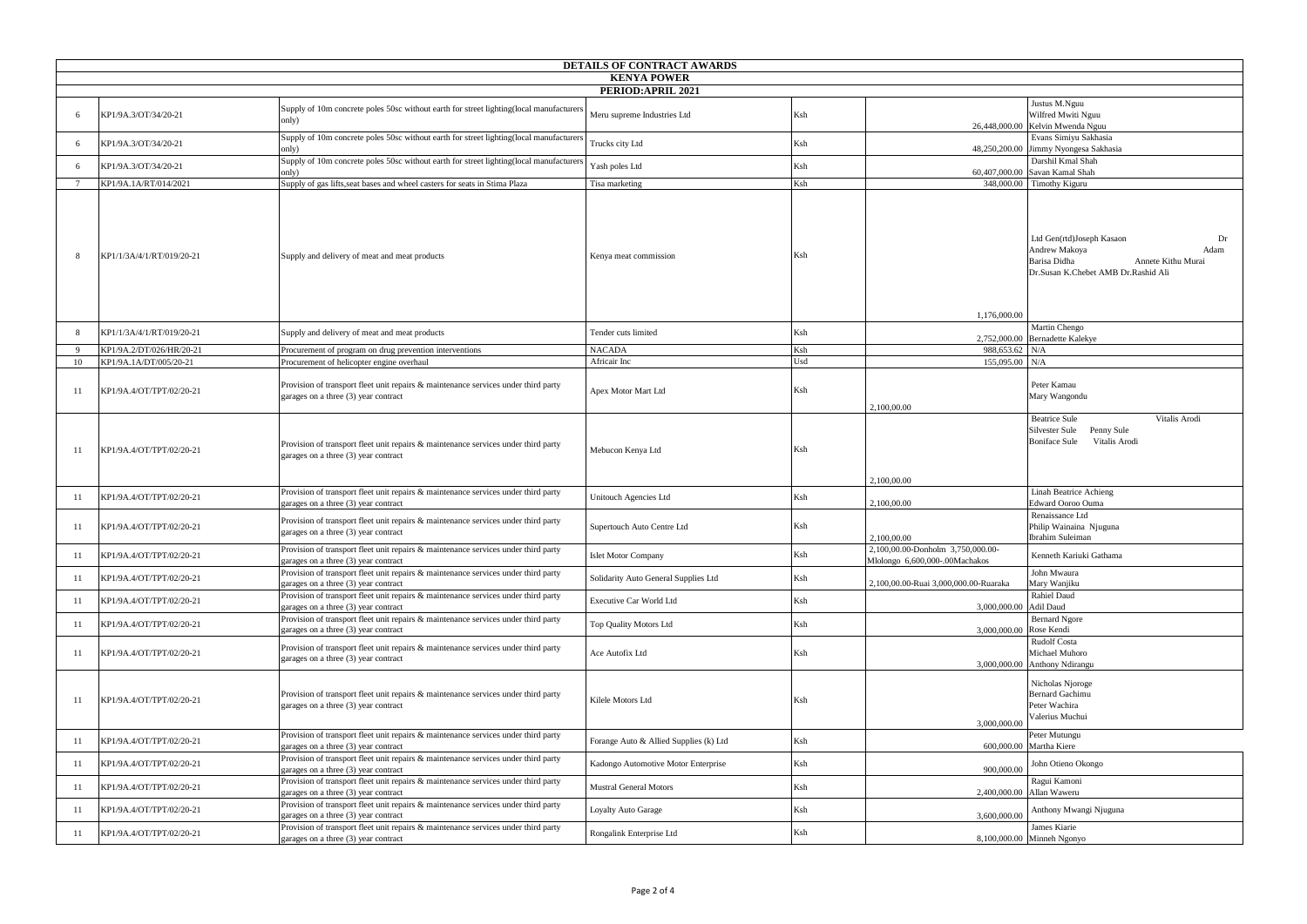# DETAILS OF CONTRACT AWARDS

## KENYA POWER

### PERIOD:APRIL 2021

| | | | | | | |
|---|---|---|---|---|---|---|
| 6 | KP1/9A.3/OT/34/20-21 | Supply of 10m concrete poles 50sc without earth for street lighting(local manufacturers only) | Meru supreme Industries Ltd | Ksh | 26,448,000.00 | Justus M.Nguu Wilfred Mwiti Nguu Kelvin Mwenda Nguu |
| 6 | KP1/9A.3/OT/34/20-21 | Supply of 10m concrete poles 50sc without earth for street lighting(local manufacturers only) | Trucks city Ltd | Ksh | 48,250,200.00 | Evans Simiyu Sakhasia Jimmy Nyongesa Sakhasia |
| 6 | KP1/9A.3/OT/34/20-21 | Supply of 10m concrete poles 50sc without earth for street lighting(local manufacturers only) | Yash poles Ltd | Ksh | 60,407,000.00 | Darshil Kmal Shah Savan Kamal Shah |
| 7 | KP1/9A.1A/RT/014/2021 | Supply of gas lifts,seat bases and wheel casters for seats in Stima Plaza | Tisa marketing | Ksh | 348,000.00 | Timothy Kiguru |
| 8 | KP1/1/3A/4/1/RT/019/20-21 | Supply and delivery of meat and meat products | Kenya meat commission | Ksh | 1,176,000.00 | Ltd Gen(rtd)Joseph Kasaon Dr Andrew Makoya Adam Barisa Didha Annete Kithu Murai Dr.Susan K.Chebet AMB Dr.Rashid Ali |
| 8 | KP1/1/3A/4/1/RT/019/20-21 | Supply and delivery of meat and meat products | Tender cuts limited | Ksh | 2,752,000.00 | Martin Chengo Bernadette Kalekye |
| 9 | KP1/9A.2/DT/026/HR/20-21 | Procurement of program on drug prevention interventions | NACADA | Ksh | 988,653.62 | N/A |
| 10 | KP1/9A.1A/DT/005/20-21 | Procurement of helicopter engine overhaul | Africair Inc | Usd | 155,095.00 | N/A |
| 11 | KP1/9A.4/OT/TPT/02/20-21 | Provision of transport fleet unit repairs & maintenance services under third party garages on a three (3) year contract | Apex Motor Mart Ltd | Ksh | 2,100,00.00 | Peter Kamau Mary Wangondu |
| 11 | KP1/9A.4/OT/TPT/02/20-21 | Provision of transport fleet unit repairs & maintenance services under third party garages on a three (3) year contract | Mebucon Kenya Ltd | Ksh | 2,100,00.00 | Beatrice Sule Vitalis Arodi Silvester Sule Penny Sule Boniface Sule Vitalis Arodi |
| 11 | KP1/9A.4/OT/TPT/02/20-21 | Provision of transport fleet unit repairs & maintenance services under third party garages on a three (3) year contract | Unitouch Agencies Ltd | Ksh | 2,100,00.00 | Linah Beatrice Achieng Edward Ooroo Ouma |
| 11 | KP1/9A.4/OT/TPT/02/20-21 | Provision of transport fleet unit repairs & maintenance services under third party garages on a three (3) year contract | Supertouch Auto Centre Ltd | Ksh | 2,100,00.00 | Renaissance Ltd Philip Wainaina Njuguna Ibrahim Suleiman |
| 11 | KP1/9A.4/OT/TPT/02/20-21 | Provision of transport fleet unit repairs & maintenance services under third party garages on a three (3) year contract | Islet Motor Company | Ksh | 2,100,00.00-Donholm 3,750,000.00-Mlolongo 6,600,000-.00Machakos | Kenneth Kariuki Gathama |
| 11 | KP1/9A.4/OT/TPT/02/20-21 | Provision of transport fleet unit repairs & maintenance services under third party garages on a three (3) year contract | Solidarity Auto General Supplies Ltd | Ksh | 2,100,00.00-Ruai 3,000,000.00-Ruaraka | John Mwaura Mary Wanjiku |
| 11 | KP1/9A.4/OT/TPT/02/20-21 | Provision of transport fleet unit repairs & maintenance services under third party garages on a three (3) year contract | Executive Car World Ltd | Ksh | 3,000,000.00 | Rahiel Daud Adil Daud |
| 11 | KP1/9A.4/OT/TPT/02/20-21 | Provision of transport fleet unit repairs & maintenance services under third party garages on a three (3) year contract | Top Quality Motors Ltd | Ksh | 3,000,000.00 | Bernard Ngore Rose Kendi |
| 11 | KP1/9A.4/OT/TPT/02/20-21 | Provision of transport fleet unit repairs & maintenance services under third party garages on a three (3) year contract | Ace Autofix Ltd | Ksh | 3,000,000.00 | Rudolf Costa Michael Muhoro Anthony Ndirangu |
| 11 | KP1/9A.4/OT/TPT/02/20-21 | Provision of transport fleet unit repairs & maintenance services under third party garages on a three (3) year contract | Kilele Motors Ltd | Ksh | 3,000,000.00 | Nicholas Njoroge Bernard Gachimu Peter Wachira Valerius Muchui |
| 11 | KP1/9A.4/OT/TPT/02/20-21 | Provision of transport fleet unit repairs & maintenance services under third party garages on a three (3) year contract | Forange Auto & Allied Supplies (k) Ltd | Ksh | 600,000.00 | Peter Mutungu Martha Kiere |
| 11 | KP1/9A.4/OT/TPT/02/20-21 | Provision of transport fleet unit repairs & maintenance services under third party garages on a three (3) year contract | Kadongo Automotive Motor Enterprise | Ksh | 900,000.00 | John Otieno Okongo |
| 11 | KP1/9A.4/OT/TPT/02/20-21 | Provision of transport fleet unit repairs & maintenance services under third party garages on a three (3) year contract | Mustral General Motors | Ksh | 2,400,000.00 | Ragui Kamoni Allan Waweru |
| 11 | KP1/9A.4/OT/TPT/02/20-21 | Provision of transport fleet unit repairs & maintenance services under third party garages on a three (3) year contract | Loyalty Auto Garage | Ksh | 3,600,000.00 | Anthony Mwangi Njuguna |
| 11 | KP1/9A.4/OT/TPT/02/20-21 | Provision of transport fleet unit repairs & maintenance services under third party garages on a three (3) year contract | Rongalink Enterprise Ltd | Ksh | 8,100,000.00 | James Kiarie Minneh Ngonyo |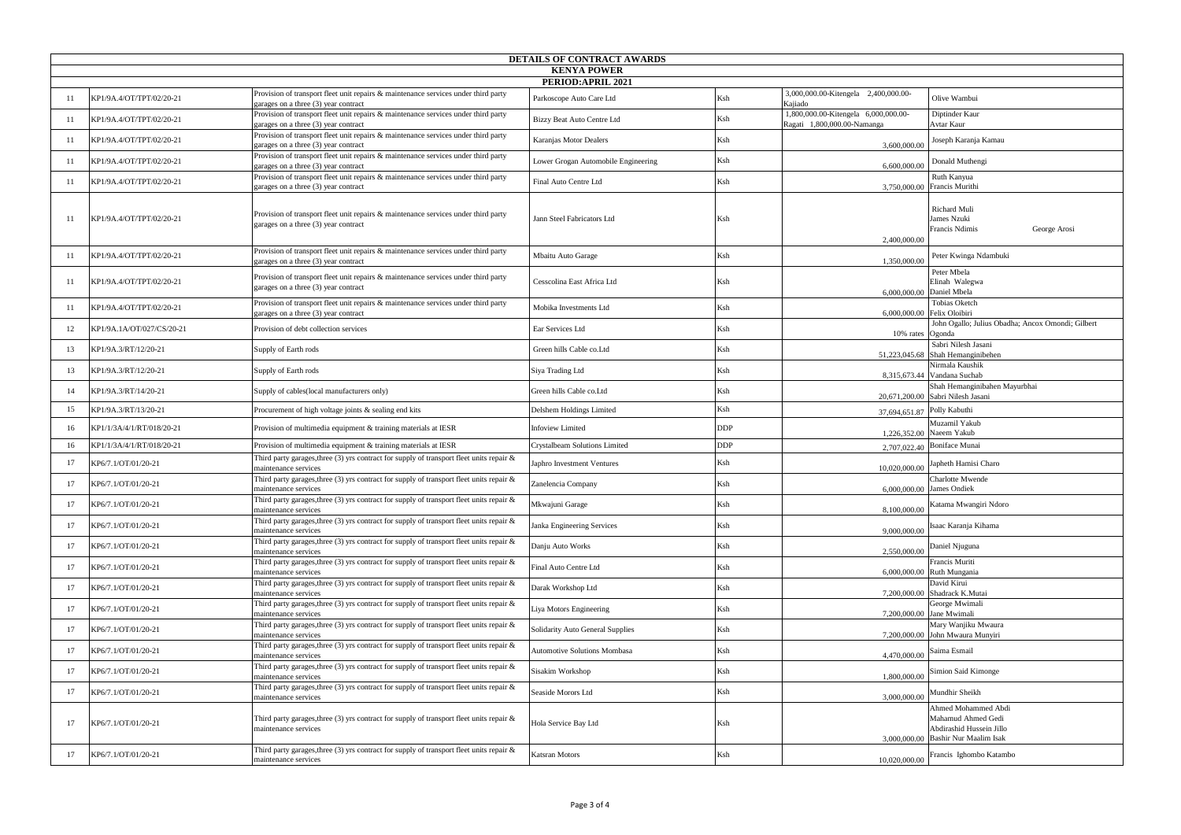| DETAILS OF CONTRACT AWARDS | | | | | |
|---|---|---|---|---|---|
| KENYA POWER | | | | | |
| PERIOD:APRIL 2021 | | | | | |
| 11 | KP1/9A.4/OT/TPT/02/20-21 | Provision of transport fleet unit repairs & maintenance services under third party garages on a three (3) year contract | Parkoscope Auto Care Ltd | Ksh | 3,000,000.00-Kitengela 2,400,000.00-Kajiado | Olive Wambui |
| 11 | KP1/9A.4/OT/TPT/02/20-21 | Provision of transport fleet unit repairs & maintenance services under third party garages on a three (3) year contract | Bizzy Beat Auto Centre Ltd | Ksh | 1,800,000.00-Kitengela 6,000,000.00-Ragati 1,800,000.00-Namanga | Diptinder Kaur Avtar Kaur |
| 11 | KP1/9A.4/OT/TPT/02/20-21 | Provision of transport fleet unit repairs & maintenance services under third party garages on a three (3) year contract | Karanjas Motor Dealers | Ksh | 3,600,000.00 | Joseph Karanja Kamau |
| 11 | KP1/9A.4/OT/TPT/02/20-21 | Provision of transport fleet unit repairs & maintenance services under third party garages on a three (3) year contract | Lower Grogan Automobile Engineering | Ksh | 6,600,000.00 | Donald Muthengi |
| 11 | KP1/9A.4/OT/TPT/02/20-21 | Provision of transport fleet unit repairs & maintenance services under third party garages on a three (3) year contract | Final Auto Centre Ltd | Ksh | 3,750,000.00 | Ruth Kanyua Francis Murithi |
| 11 | KP1/9A.4/OT/TPT/02/20-21 | Provision of transport fleet unit repairs & maintenance services under third party garages on a three (3) year contract | Jann Steel Fabricators Ltd | Ksh | 2,400,000.00 | Richard Muli James Nzuki Francis Ndimis George Arosi |
| 11 | KP1/9A.4/OT/TPT/02/20-21 | Provision of transport fleet unit repairs & maintenance services under third party garages on a three (3) year contract | Mbaitu Auto Garage | Ksh | 1,350,000.00 | Peter Kwinga Ndambuki |
| 11 | KP1/9A.4/OT/TPT/02/20-21 | Provision of transport fleet unit repairs & maintenance services under third party garages on a three (3) year contract | Cesscolina East Africa Ltd | Ksh | 6,000,000.00 | Peter Mbela Elinah Walegwa Daniel Mbela |
| 11 | KP1/9A.4/OT/TPT/02/20-21 | Provision of transport fleet unit repairs & maintenance services under third party garages on a three (3) year contract | Mobika Investments Ltd | Ksh | 6,000,000.00 | Tobias Oketch Felix Oloibiri |
| 12 | KP1/9A.1A/OT/027/CS/20-21 | Provision of debt collection services | Ear Services Ltd | Ksh | 10% rates | John Ogallo; Julius Obadha; Ancox Omondi; Gilbert Ogonda |
| 13 | KP1/9A.3/RT/12/20-21 | Supply of Earth rods | Green hills Cable co.Ltd | Ksh | 51,223,045.68 | Sabri Nilesh Jasani Shah Hemanginibehen |
| 13 | KP1/9A.3/RT/12/20-21 | Supply of Earth rods | Siya Trading Ltd | Ksh | 8,315,673.44 | Nirmala Kaushik Vandana Suchab |
| 14 | KP1/9A.3/RT/14/20-21 | Supply of cables(local manufacturers only) | Green hills Cable co.Ltd | Ksh | 20,671,200.00 | Shah Hemanginibahen Mayurbhai Sabri Nilesh Jasani |
| 15 | KP1/9A.3/RT/13/20-21 | Procurement of high voltage joints & sealing end kits | Delshem Holdings Limited | Ksh | 37,694,651.87 | Polly Kabuthi |
| 16 | KP1/1/3A/4/1/RT/018/20-21 | Provision of multimedia equipment & training materials at IESR | Infoview Limited | DDP | 1,226,352.00 | Muzamil Yakub Naeem Yakub |
| 16 | KP1/1/3A/4/1/RT/018/20-21 | Provision of multimedia equipment & training materials at IESR | Crystalbeam Solutions Limited | DDP | 2,707,022.40 | Boniface Munai |
| 17 | KP6/7.1/OT/01/20-21 | Third party garages,three (3) yrs contract for supply of transport fleet units repair & maintenance services | Japhro Investment Ventures | Ksh | 10,020,000.00 | Japheth Hamisi Charo |
| 17 | KP6/7.1/OT/01/20-21 | Third party garages,three (3) yrs contract for supply of transport fleet units repair & maintenance services | Zanelencia Company | Ksh | 6,000,000.00 | Charlotte Mwende James Ondiek |
| 17 | KP6/7.1/OT/01/20-21 | Third party garages,three (3) yrs contract for supply of transport fleet units repair & maintenance services | Mkwajuni Garage | Ksh | 8,100,000.00 | Katama Mwangiri Ndoro |
| 17 | KP6/7.1/OT/01/20-21 | Third party garages,three (3) yrs contract for supply of transport fleet units repair & maintenance services | Janka Engineering Services | Ksh | 9,000,000.00 | Isaac Karanja Kihama |
| 17 | KP6/7.1/OT/01/20-21 | Third party garages,three (3) yrs contract for supply of transport fleet units repair & maintenance services | Danju Auto Works | Ksh | 2,550,000.00 | Daniel Njuguna |
| 17 | KP6/7.1/OT/01/20-21 | Third party garages,three (3) yrs contract for supply of transport fleet units repair & maintenance services | Final Auto Centre Ltd | Ksh | 6,000,000.00 | Francis Muriti Ruth Mungania |
| 17 | KP6/7.1/OT/01/20-21 | Third party garages,three (3) yrs contract for supply of transport fleet units repair & maintenance services | Darak Workshop Ltd | Ksh | 7,200,000.00 | David Kirui Shadrack K.Mutai |
| 17 | KP6/7.1/OT/01/20-21 | Third party garages,three (3) yrs contract for supply of transport fleet units repair & maintenance services | Liya Motors Engineering | Ksh | 7,200,000.00 | George Mwimali Jane Mwimali |
| 17 | KP6/7.1/OT/01/20-21 | Third party garages,three (3) yrs contract for supply of transport fleet units repair & maintenance services | Solidarity Auto General Supplies | Ksh | 7,200,000.00 | Mary Wanjiku Mwaura John Mwaura Munyiri |
| 17 | KP6/7.1/OT/01/20-21 | Third party garages,three (3) yrs contract for supply of transport fleet units repair & maintenance services | Automotive Solutions Mombasa | Ksh | 4,470,000.00 | Saima Esmail |
| 17 | KP6/7.1/OT/01/20-21 | Third party garages,three (3) yrs contract for supply of transport fleet units repair & maintenance services | Sisakim Workshop | Ksh | 1,800,000.00 | Simion Said Kimonge |
| 17 | KP6/7.1/OT/01/20-21 | Third party garages,three (3) yrs contract for supply of transport fleet units repair & maintenance services | Seaside Morors Ltd | Ksh | 3,000,000.00 | Mundhir Sheikh |
| 17 | KP6/7.1/OT/01/20-21 | Third party garages,three (3) yrs contract for supply of transport fleet units repair & maintenance services | Hola Service Bay Ltd | Ksh | 3,000,000.00 | Ahmed Mohammed Abdi Mahamud Ahmed Gedi Abdirashid Hussein Jillo Bashir Nur Maalim Isak |
| 17 | KP6/7.1/OT/01/20-21 | Third party garages,three (3) yrs contract for supply of transport fleet units repair & maintenance services | Katsran Motors | Ksh | 10,020,000.00 | Francis Ighombo Katambo |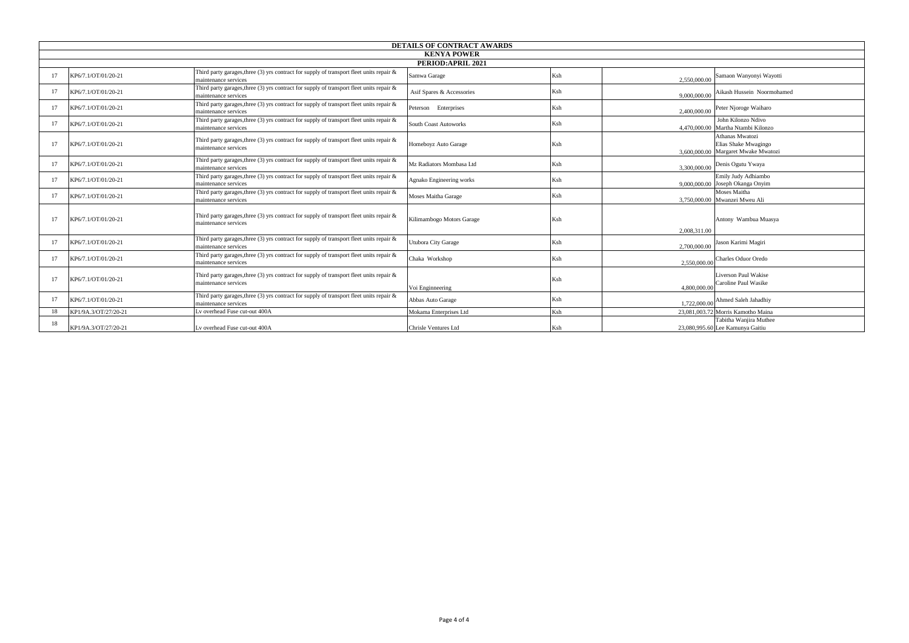# DETAILS OF CONTRACT AWARDS

## KENYA POWER

### PERIOD:APRIL 2021

| | | | | | | |
|---|---|---|---|---|---|---|
| 17 | KP6/7.1/OT/01/20-21 | Third party garages,three (3) yrs contract for supply of transport fleet units repair & maintenance services | Samwa Garage | Ksh | 2,550,000.00 | Samaon Wanyonyi Wayotti |
| 17 | KP6/7.1/OT/01/20-21 | Third party garages,three (3) yrs contract for supply of transport fleet units repair & maintenance services | Asif Spares & Accessories | Ksh | 9,000,000.00 | Aikash Hussein Noormohamed |
| 17 | KP6/7.1/OT/01/20-21 | Third party garages,three (3) yrs contract for supply of transport fleet units repair & maintenance services | Peterson Enterprises | Ksh | 2,400,000.00 | Peter Njoroge Waiharo |
| 17 | KP6/7.1/OT/01/20-21 | Third party garages,three (3) yrs contract for supply of transport fleet units repair & maintenance services | South Coast Autoworks | Ksh | 4,470,000.00 | John Kilonzo Ndivo<br>Martha Ntambi Kilonzo |
| 17 | KP6/7.1/OT/01/20-21 | Third party garages,three (3) yrs contract for supply of transport fleet units repair & maintenance services | Homeboyz Auto Garage | Ksh | 3,600,000.00 | Athanas Mwatozi<br>Elias Shake Mwagingo<br>Margaret Mwake Mwatozi |
| 17 | KP6/7.1/OT/01/20-21 | Third party garages,three (3) yrs contract for supply of transport fleet units repair & maintenance services | Mz Radiators Mombasa Ltd | Ksh | 3,300,000.00 | Denis Ogutu Ywaya |
| 17 | KP6/7.1/OT/01/20-21 | Third party garages,three (3) yrs contract for supply of transport fleet units repair & maintenance services | Agnako Engineering works | Ksh | 9,000,000.00 | Emily Judy Adhiambo<br>Joseph Okanga Onyim |
| 17 | KP6/7.1/OT/01/20-21 | Third party garages,three (3) yrs contract for supply of transport fleet units repair & maintenance services | Moses Maitha Garage | Ksh | 3,750,000.00 | Moses Maitha<br>Mwanzei Mweu Ali |
| 17 | KP6/7.1/OT/01/20-21 | Third party garages,three (3) yrs contract for supply of transport fleet units repair & maintenance services | Kilimambogo Motors Garage | Ksh | 2,008,311.00 | Antony Wambua Muasya |
| 17 | KP6/7.1/OT/01/20-21 | Third party garages,three (3) yrs contract for supply of transport fleet units repair & maintenance services | Utubora City Garage | Ksh | 2,700,000.00 | Jason Karimi Magiri |
| 17 | KP6/7.1/OT/01/20-21 | Third party garages,three (3) yrs contract for supply of transport fleet units repair & maintenance services | Chaka Workshop | Ksh | 2,550,000.00 | Charles Oduor Oredo |
| 17 | KP6/7.1/OT/01/20-21 | Third party garages,three (3) yrs contract for supply of transport fleet units repair & maintenance services | Voi Enginneering | Ksh | 4,800,000.00 | Liverson Paul Wakise<br>Caroline Paul Wasike |
| 17 | KP6/7.1/OT/01/20-21 | Third party garages,three (3) yrs contract for supply of transport fleet units repair & maintenance services | Abbas Auto Garage | Ksh | 1,722,000.00 | Ahmed Saleh Jahadhiy |
| 18 | KP1/9A.3/OT/27/20-21 | Lv overhead Fuse cut-out 400A | Mokama Enterprises Ltd | Ksh | 23,081,003.72 | Morris Kamotho Maina |
| 18 | KP1/9A.3/OT/27/20-21 | Lv overhead Fuse cut-out 400A | Chrisle Ventures Ltd | Ksh | 23,080,995.60 | Tabitha Wanjira Muthee<br>Lee Kamunya Gaitiu |